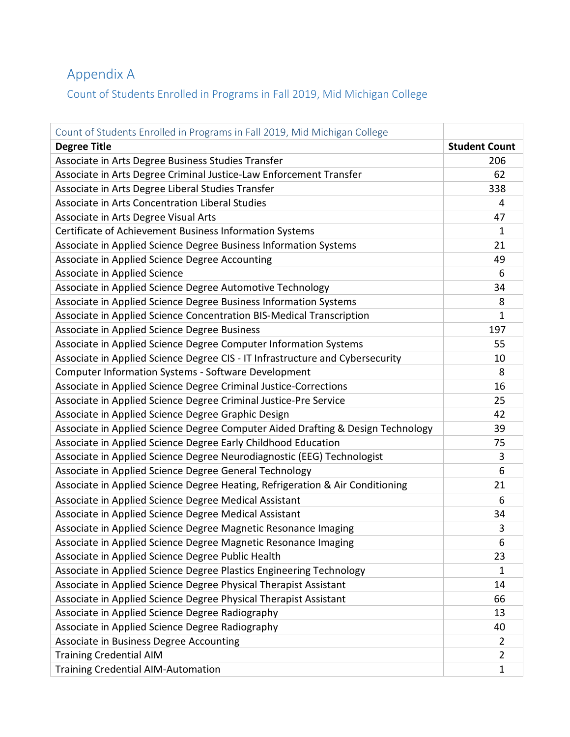# Appendix A

## Count of Students Enrolled in Programs in Fall 2019, Mid Michigan College

| Count of Students Enrolled in Programs in Fall 2019, Mid Michigan College | |
|---|---|
| **Degree Title** | **Student Count** |
| Associate in Arts Degree Business Studies Transfer | 206 |
| Associate in Arts Degree Criminal Justice-Law Enforcement Transfer | 62 |
| Associate in Arts Degree Liberal Studies Transfer | 338 |
| Associate in Arts Concentration Liberal Studies | 4 |
| Associate in Arts Degree Visual Arts | 47 |
| Certificate of Achievement Business Information Systems | 1 |
| Associate in Applied Science Degree Business Information Systems | 21 |
| Associate in Applied Science Degree Accounting | 49 |
| Associate in Applied Science | 6 |
| Associate in Applied Science Degree Automotive Technology | 34 |
| Associate in Applied Science Degree Business Information Systems | 8 |
| Associate in Applied Science Concentration BIS-Medical Transcription | 1 |
| Associate in Applied Science Degree Business | 197 |
| Associate in Applied Science Degree Computer Information Systems | 55 |
| Associate in Applied Science Degree CIS - IT Infrastructure and Cybersecurity | 10 |
| Computer Information Systems - Software Development | 8 |
| Associate in Applied Science Degree Criminal Justice-Corrections | 16 |
| Associate in Applied Science Degree Criminal Justice-Pre Service | 25 |
| Associate in Applied Science Degree Graphic Design | 42 |
| Associate in Applied Science Degree Computer Aided Drafting & Design Technology | 39 |
| Associate in Applied Science Degree Early Childhood Education | 75 |
| Associate in Applied Science Degree Neurodiagnostic (EEG) Technologist | 3 |
| Associate in Applied Science Degree General Technology | 6 |
| Associate in Applied Science Degree Heating, Refrigeration & Air Conditioning | 21 |
| Associate in Applied Science Degree Medical Assistant | 6 |
| Associate in Applied Science Degree Medical Assistant | 34 |
| Associate in Applied Science Degree Magnetic Resonance Imaging | 3 |
| Associate in Applied Science Degree Magnetic Resonance Imaging | 6 |
| Associate in Applied Science Degree Public Health | 23 |
| Associate in Applied Science Degree Plastics Engineering Technology | 1 |
| Associate in Applied Science Degree Physical Therapist Assistant | 14 |
| Associate in Applied Science Degree Physical Therapist Assistant | 66 |
| Associate in Applied Science Degree Radiography | 13 |
| Associate in Applied Science Degree Radiography | 40 |
| Associate in Business Degree Accounting | 2 |
| Training Credential AIM | 2 |
| Training Credential AIM-Automation | 1 |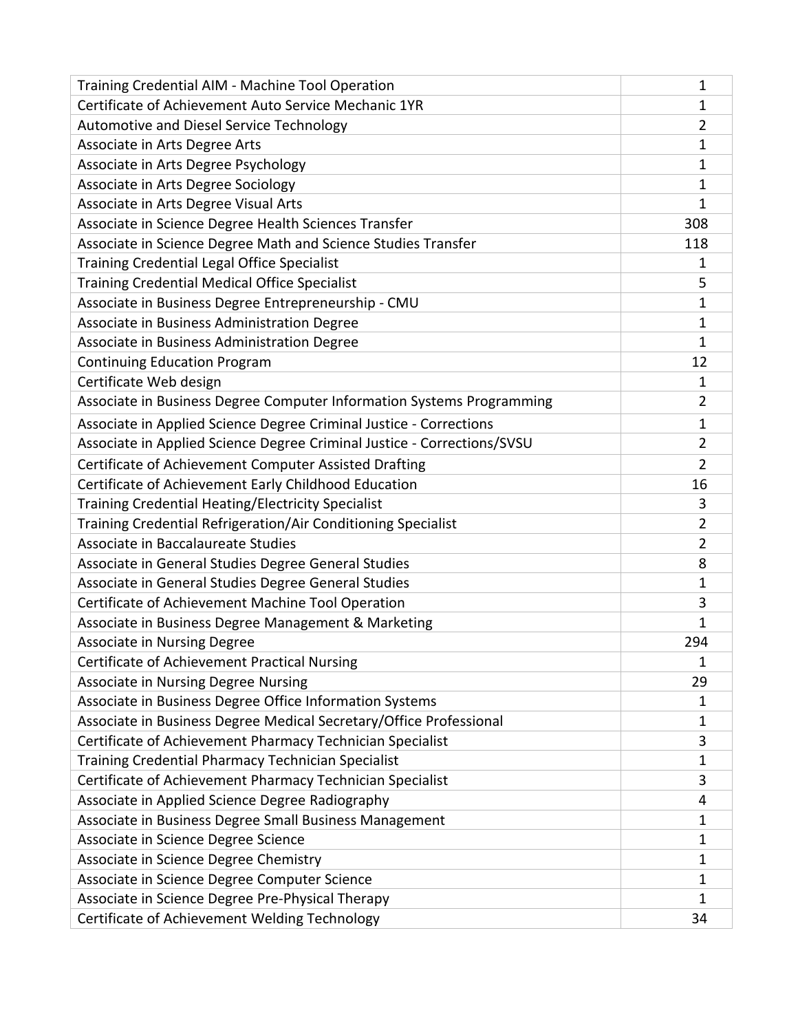| | |
|---|---|
| Training Credential AIM - Machine Tool Operation | 1 |
| Certificate of Achievement Auto Service Mechanic 1YR | 1 |
| Automotive and Diesel Service Technology | 2 |
| Associate in Arts Degree Arts | 1 |
| Associate in Arts Degree Psychology | 1 |
| Associate in Arts Degree Sociology | 1 |
| Associate in Arts Degree Visual Arts | 1 |
| Associate in Science Degree Health Sciences Transfer | 308 |
| Associate in Science Degree Math and Science Studies Transfer | 118 |
| Training Credential Legal Office Specialist | 1 |
| Training Credential Medical Office Specialist | 5 |
| Associate in Business Degree Entrepreneurship - CMU | 1 |
| Associate in Business Administration Degree | 1 |
| Associate in Business Administration Degree | 1 |
| Continuing Education Program | 12 |
| Certificate Web design | 1 |
| Associate in Business Degree Computer Information Systems Programming | 2 |
| Associate in Applied Science Degree Criminal Justice - Corrections | 1 |
| Associate in Applied Science Degree Criminal Justice - Corrections/SVSU | 2 |
| Certificate of Achievement Computer Assisted Drafting | 2 |
| Certificate of Achievement Early Childhood Education | 16 |
| Training Credential Heating/Electricity Specialist | 3 |
| Training Credential Refrigeration/Air Conditioning Specialist | 2 |
| Associate in Baccalaureate Studies | 2 |
| Associate in General Studies Degree General Studies | 8 |
| Associate in General Studies Degree General Studies | 1 |
| Certificate of Achievement Machine Tool Operation | 3 |
| Associate in Business Degree Management & Marketing | 1 |
| Associate in Nursing Degree | 294 |
| Certificate of Achievement Practical Nursing | 1 |
| Associate in Nursing Degree Nursing | 29 |
| Associate in Business Degree Office Information Systems | 1 |
| Associate in Business Degree Medical Secretary/Office Professional | 1 |
| Certificate of Achievement Pharmacy Technician Specialist | 3 |
| Training Credential Pharmacy Technician Specialist | 1 |
| Certificate of Achievement Pharmacy Technician Specialist | 3 |
| Associate in Applied Science Degree Radiography | 4 |
| Associate in Business Degree Small Business Management | 1 |
| Associate in Science Degree Science | 1 |
| Associate in Science Degree Chemistry | 1 |
| Associate in Science Degree Computer Science | 1 |
| Associate in Science Degree Pre-Physical Therapy | 1 |
| Certificate of Achievement Welding Technology | 34 |